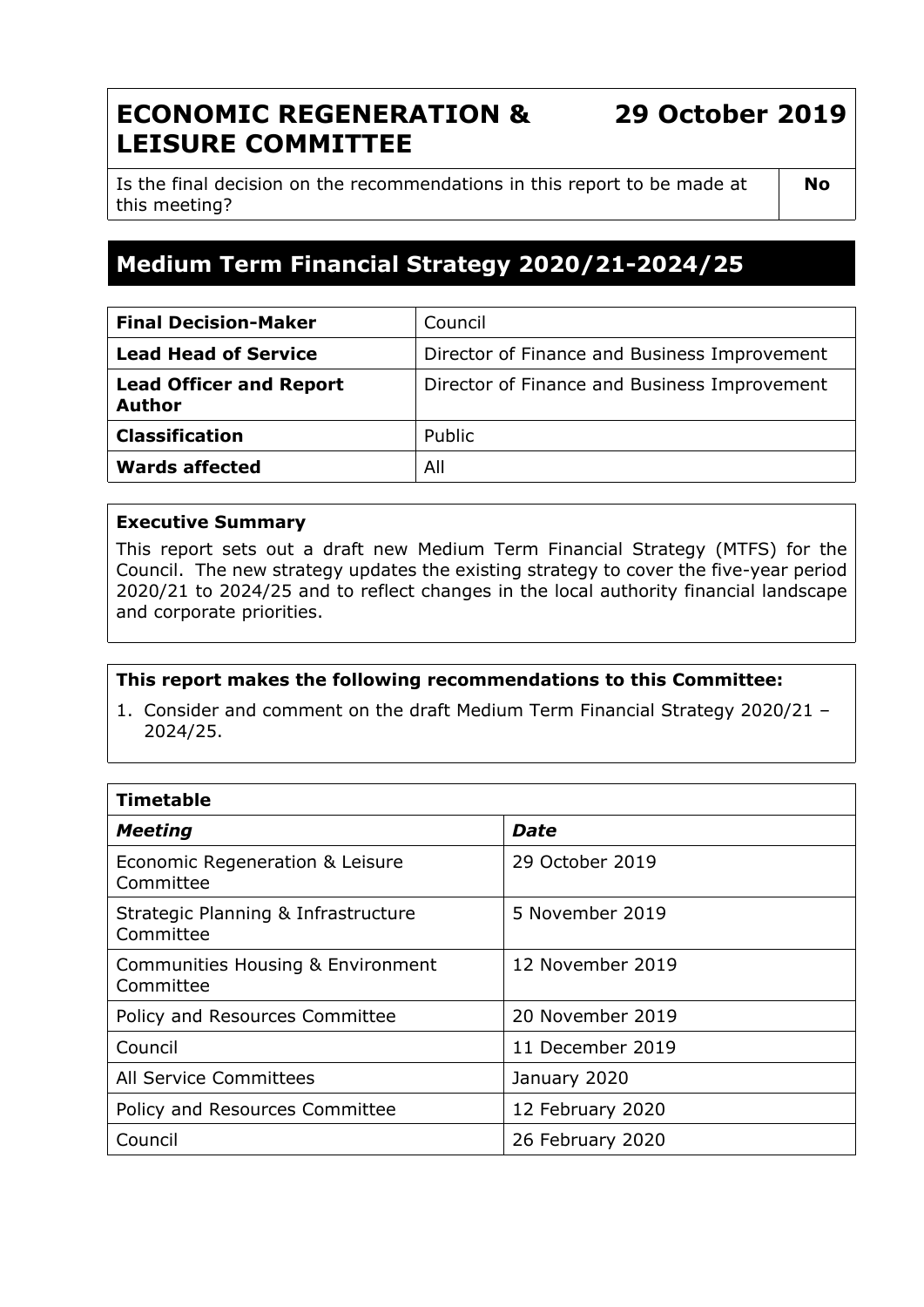# ECONOMIC REGENERATION & LEISURE COMMITTEE

**29 October 2019**

| Is the final decision on the recommendations in this report to be made at this meeting? | **No** |
|---|---|

## Medium Term Financial Strategy 2020/21-2024/25

| | |
|---|---|
| **Final Decision-Maker** | Council |
| **Lead Head of Service** | Director of Finance and Business Improvement |
| **Lead Officer and Report Author** | Director of Finance and Business Improvement |
| **Classification** | Public |
| **Wards affected** | All |

**Executive Summary**

This report sets out a draft new Medium Term Financial Strategy (MTFS) for the Council. The new strategy updates the existing strategy to cover the five-year period 2020/21 to 2024/25 and to reflect changes in the local authority financial landscape and corporate priorities.

**This report makes the following recommendations to this Committee:**

1. Consider and comment on the draft Medium Term Financial Strategy 2020/21 – 2024/25.

| **Timetable** | |
|---|---|
| ***Meeting*** | ***Date*** |
| Economic Regeneration & Leisure Committee | 29 October 2019 |
| Strategic Planning & Infrastructure Committee | 5 November 2019 |
| Communities Housing & Environment Committee | 12 November 2019 |
| Policy and Resources Committee | 20 November 2019 |
| Council | 11 December 2019 |
| All Service Committees | January 2020 |
| Policy and Resources Committee | 12 February 2020 |
| Council | 26 February 2020 |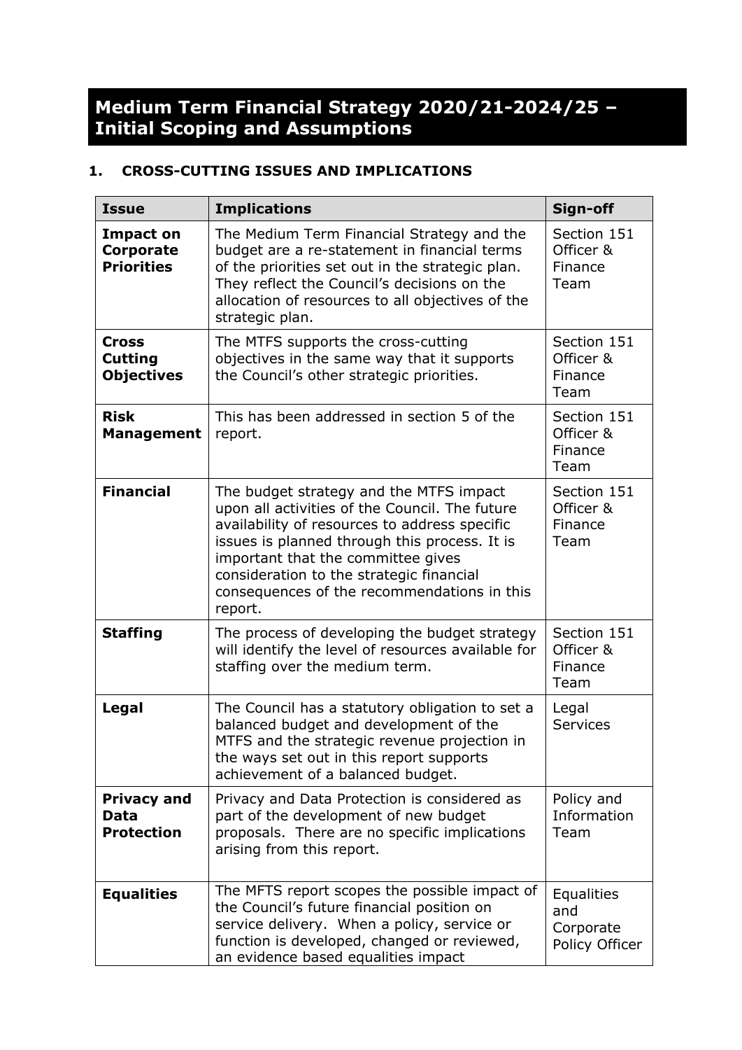# Medium Term Financial Strategy 2020/21-2024/25 – Initial Scoping and Assumptions

## 1. CROSS-CUTTING ISSUES AND IMPLICATIONS

| Issue | Implications | Sign-off |
|---|---|---|
| **Impact on Corporate Priorities** | The Medium Term Financial Strategy and the budget are a re-statement in financial terms of the priorities set out in the strategic plan. They reflect the Council's decisions on the allocation of resources to all objectives of the strategic plan. | Section 151 Officer & Finance Team |
| **Cross Cutting Objectives** | The MTFS supports the cross-cutting objectives in the same way that it supports the Council's other strategic priorities. | Section 151 Officer & Finance Team |
| **Risk Management** | This has been addressed in section 5 of the report. | Section 151 Officer & Finance Team |
| **Financial** | The budget strategy and the MTFS impact upon all activities of the Council. The future availability of resources to address specific issues is planned through this process. It is important that the committee gives consideration to the strategic financial consequences of the recommendations in this report. | Section 151 Officer & Finance Team |
| **Staffing** | The process of developing the budget strategy will identify the level of resources available for staffing over the medium term. | Section 151 Officer & Finance Team |
| **Legal** | The Council has a statutory obligation to set a balanced budget and development of the MTFS and the strategic revenue projection in the ways set out in this report supports achievement of a balanced budget. | Legal Services |
| **Privacy and Data Protection** | Privacy and Data Protection is considered as part of the development of new budget proposals. There are no specific implications arising from this report. | Policy and Information Team |
| **Equalities** | The MFTS report scopes the possible impact of the Council's future financial position on service delivery. When a policy, service or function is developed, changed or reviewed, an evidence based equalities impact | Equalities and Corporate Policy Officer |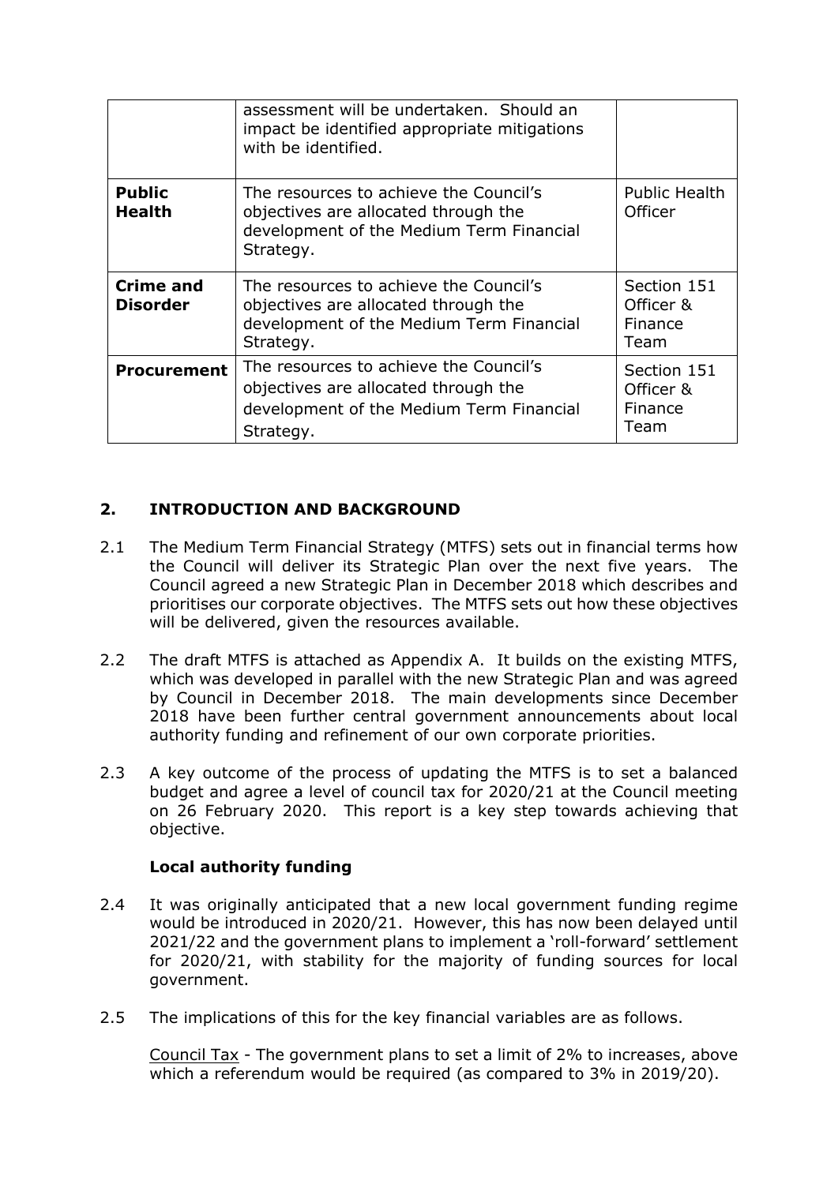| | | |
|---|---|---|
| | assessment will be undertaken. Should an impact be identified appropriate mitigations with be identified. | |
| **Public Health** | The resources to achieve the Council's objectives are allocated through the development of the Medium Term Financial Strategy. | Public Health Officer |
| **Crime and Disorder** | The resources to achieve the Council's objectives are allocated through the development of the Medium Term Financial Strategy. | Section 151 Officer & Finance Team |
| **Procurement** | The resources to achieve the Council's objectives are allocated through the development of the Medium Term Financial Strategy. | Section 151 Officer & Finance Team |

## 2. INTRODUCTION AND BACKGROUND

2.1 The Medium Term Financial Strategy (MTFS) sets out in financial terms how the Council will deliver its Strategic Plan over the next five years. The Council agreed a new Strategic Plan in December 2018 which describes and prioritises our corporate objectives. The MTFS sets out how these objectives will be delivered, given the resources available.

2.2 The draft MTFS is attached as Appendix A. It builds on the existing MTFS, which was developed in parallel with the new Strategic Plan and was agreed by Council in December 2018. The main developments since December 2018 have been further central government announcements about local authority funding and refinement of our own corporate priorities.

2.3 A key outcome of the process of updating the MTFS is to set a balanced budget and agree a level of council tax for 2020/21 at the Council meeting on 26 February 2020. This report is a key step towards achieving that objective.

### Local authority funding

2.4 It was originally anticipated that a new local government funding regime would be introduced in 2020/21. However, this has now been delayed until 2021/22 and the government plans to implement a 'roll-forward' settlement for 2020/21, with stability for the majority of funding sources for local government.

2.5 The implications of this for the key financial variables are as follows.

Council Tax - The government plans to set a limit of 2% to increases, above which a referendum would be required (as compared to 3% in 2019/20).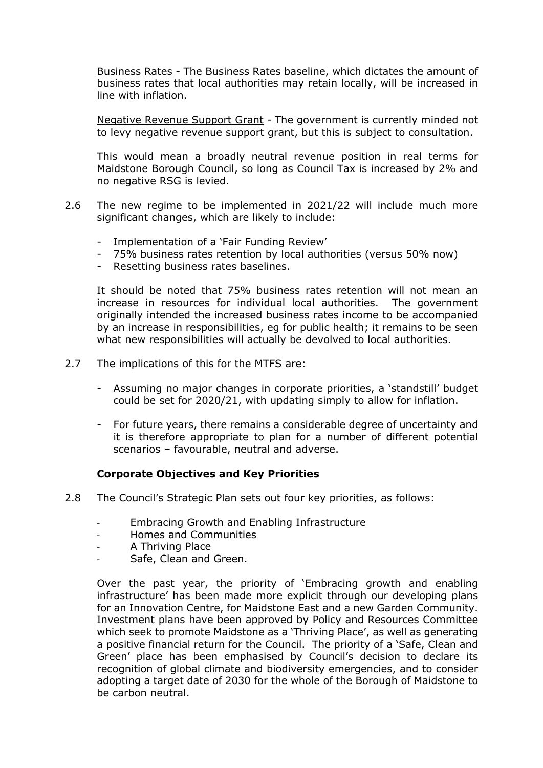Business Rates - The Business Rates baseline, which dictates the amount of business rates that local authorities may retain locally, will be increased in line with inflation.

Negative Revenue Support Grant - The government is currently minded not to levy negative revenue support grant, but this is subject to consultation.

This would mean a broadly neutral revenue position in real terms for Maidstone Borough Council, so long as Council Tax is increased by 2% and no negative RSG is levied.

2.6 The new regime to be implemented in 2021/22 will include much more significant changes, which are likely to include:

- Implementation of a 'Fair Funding Review'
- 75% business rates retention by local authorities (versus 50% now)
- Resetting business rates baselines.

It should be noted that 75% business rates retention will not mean an increase in resources for individual local authorities. The government originally intended the increased business rates income to be accompanied by an increase in responsibilities, eg for public health; it remains to be seen what new responsibilities will actually be devolved to local authorities.

2.7 The implications of this for the MTFS are:

- Assuming no major changes in corporate priorities, a 'standstill' budget could be set for 2020/21, with updating simply to allow for inflation.

- For future years, there remains a considerable degree of uncertainty and it is therefore appropriate to plan for a number of different potential scenarios – favourable, neutral and adverse.

**Corporate Objectives and Key Priorities**

2.8 The Council's Strategic Plan sets out four key priorities, as follows:

- Embracing Growth and Enabling Infrastructure
- Homes and Communities
- A Thriving Place
- Safe, Clean and Green.

Over the past year, the priority of 'Embracing growth and enabling infrastructure' has been made more explicit through our developing plans for an Innovation Centre, for Maidstone East and a new Garden Community. Investment plans have been approved by Policy and Resources Committee which seek to promote Maidstone as a 'Thriving Place', as well as generating a positive financial return for the Council. The priority of a 'Safe, Clean and Green' place has been emphasised by Council's decision to declare its recognition of global climate and biodiversity emergencies, and to consider adopting a target date of 2030 for the whole of the Borough of Maidstone to be carbon neutral.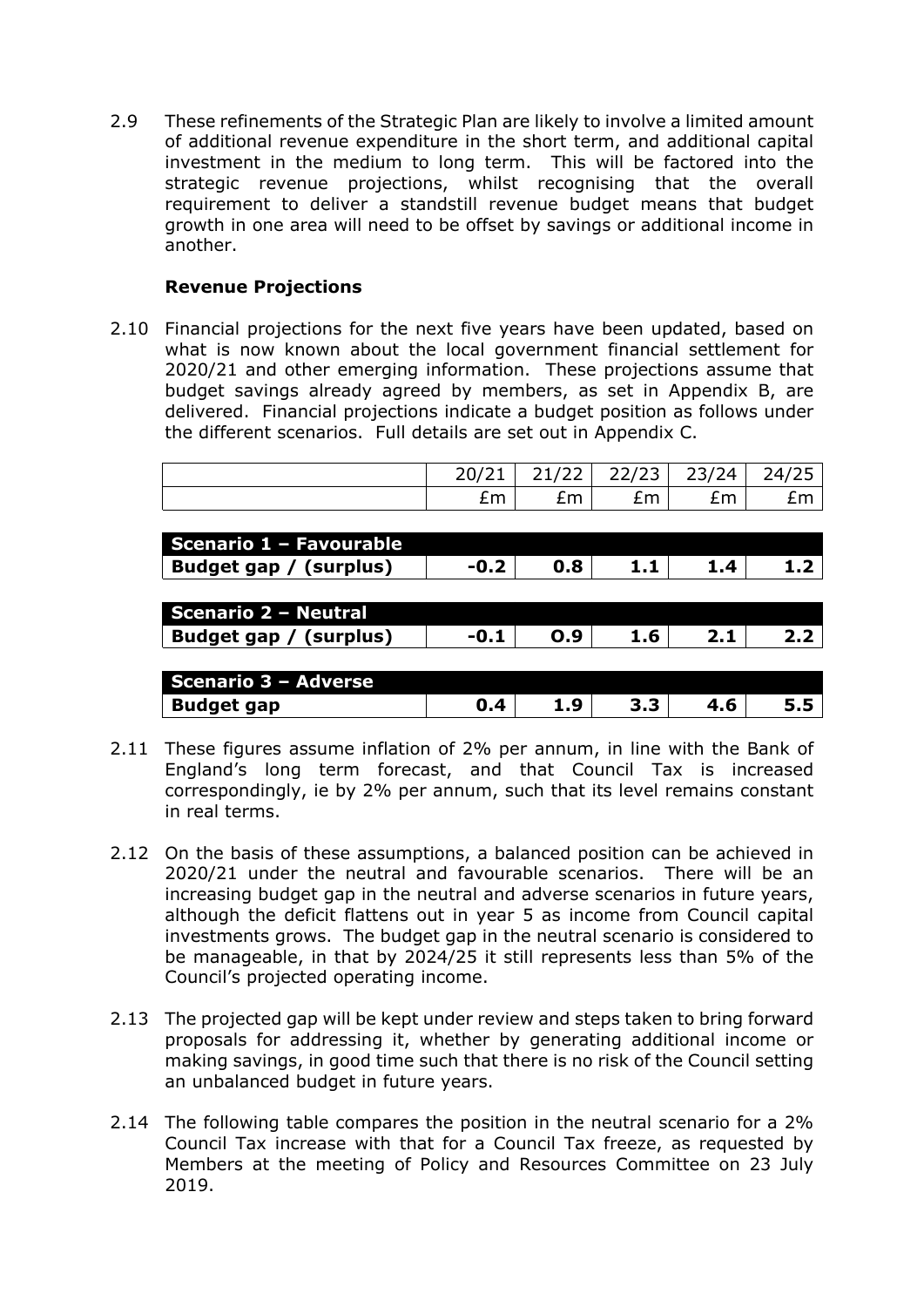2.9 These refinements of the Strategic Plan are likely to involve a limited amount of additional revenue expenditure in the short term, and additional capital investment in the medium to long term. This will be factored into the strategic revenue projections, whilst recognising that the overall requirement to deliver a standstill revenue budget means that budget growth in one area will need to be offset by savings or additional income in another.

**Revenue Projections**

2.10 Financial projections for the next five years have been updated, based on what is now known about the local government financial settlement for 2020/21 and other emerging information. These projections assume that budget savings already agreed by members, as set in Appendix B, are delivered. Financial projections indicate a budget position as follows under the different scenarios. Full details are set out in Appendix C.

| | 20/21 | 21/22 | 22/23 | 23/24 | 24/25 |
|---|---|---|---|---|---|
| | £m | £m | £m | £m | £m |
| **Scenario 1 – Favourable** | | | | | |
| **Budget gap / (surplus)** | **-0.2** | **0.8** | **1.1** | **1.4** | **1.2** |
| **Scenario 2 – Neutral** | | | | | |
| **Budget gap / (surplus)** | **-0.1** | **O.9** | **1.6** | **2.1** | **2.2** |
| **Scenario 3 – Adverse** | | | | | |
| **Budget gap** | **0.4** | **1.9** | **3.3** | **4.6** | **5.5** |

2.11 These figures assume inflation of 2% per annum, in line with the Bank of England's long term forecast, and that Council Tax is increased correspondingly, ie by 2% per annum, such that its level remains constant in real terms.

2.12 On the basis of these assumptions, a balanced position can be achieved in 2020/21 under the neutral and favourable scenarios. There will be an increasing budget gap in the neutral and adverse scenarios in future years, although the deficit flattens out in year 5 as income from Council capital investments grows. The budget gap in the neutral scenario is considered to be manageable, in that by 2024/25 it still represents less than 5% of the Council's projected operating income.

2.13 The projected gap will be kept under review and steps taken to bring forward proposals for addressing it, whether by generating additional income or making savings, in good time such that there is no risk of the Council setting an unbalanced budget in future years.

2.14 The following table compares the position in the neutral scenario for a 2% Council Tax increase with that for a Council Tax freeze, as requested by Members at the meeting of Policy and Resources Committee on 23 July 2019.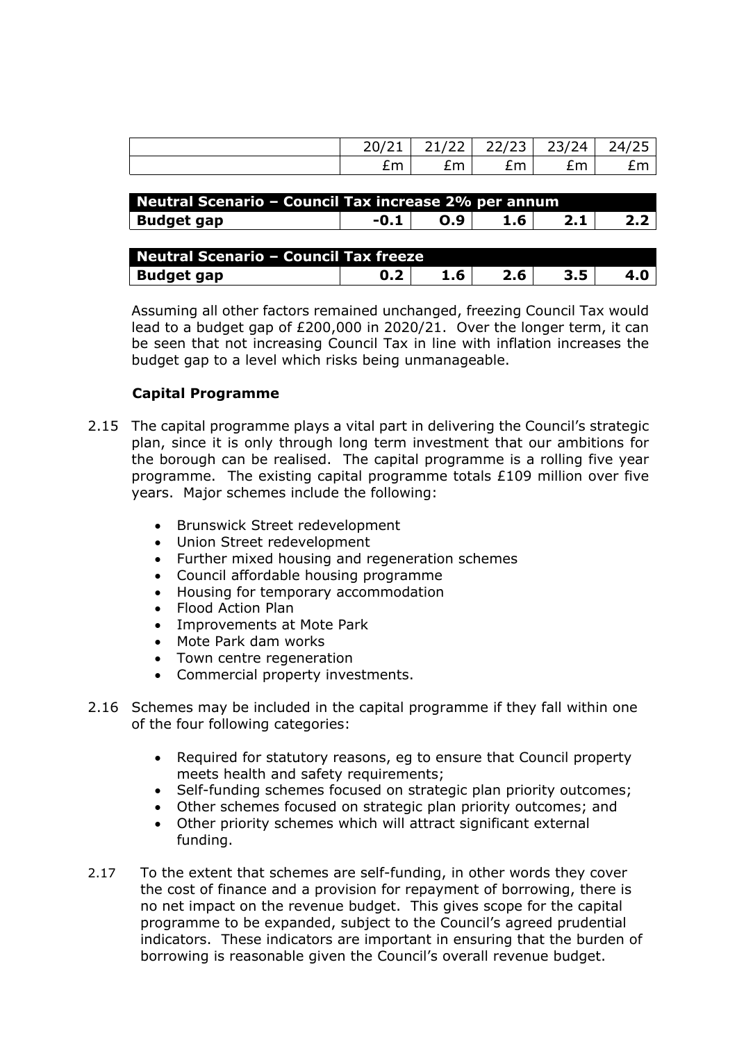| | 20/21 | 21/22 | 22/23 | 23/24 | 24/25 |
|---|---|---|---|---|---|
| | £m | £m | £m | £m | £m |
| **Neutral Scenario – Council Tax increase 2% per annum** | | | | | |
| **Budget gap** | **-0.1** | **O.9** | **1.6** | **2.1** | **2.2** |
| **Neutral Scenario – Council Tax freeze** | | | | | |
| **Budget gap** | **0.2** | **1.6** | **2.6** | **3.5** | **4.0** |

Assuming all other factors remained unchanged, freezing Council Tax would lead to a budget gap of £200,000 in 2020/21. Over the longer term, it can be seen that not increasing Council Tax in line with inflation increases the budget gap to a level which risks being unmanageable.

**Capital Programme**

2.15 The capital programme plays a vital part in delivering the Council's strategic plan, since it is only through long term investment that our ambitions for the borough can be realised. The capital programme is a rolling five year programme. The existing capital programme totals £109 million over five years. Major schemes include the following:

- Brunswick Street redevelopment
- Union Street redevelopment
- Further mixed housing and regeneration schemes
- Council affordable housing programme
- Housing for temporary accommodation
- Flood Action Plan
- Improvements at Mote Park
- Mote Park dam works
- Town centre regeneration
- Commercial property investments.

2.16 Schemes may be included in the capital programme if they fall within one of the four following categories:

- Required for statutory reasons, eg to ensure that Council property meets health and safety requirements;
- Self-funding schemes focused on strategic plan priority outcomes;
- Other schemes focused on strategic plan priority outcomes; and
- Other priority schemes which will attract significant external funding.

2.17 To the extent that schemes are self-funding, in other words they cover the cost of finance and a provision for repayment of borrowing, there is no net impact on the revenue budget. This gives scope for the capital programme to be expanded, subject to the Council's agreed prudential indicators. These indicators are important in ensuring that the burden of borrowing is reasonable given the Council's overall revenue budget.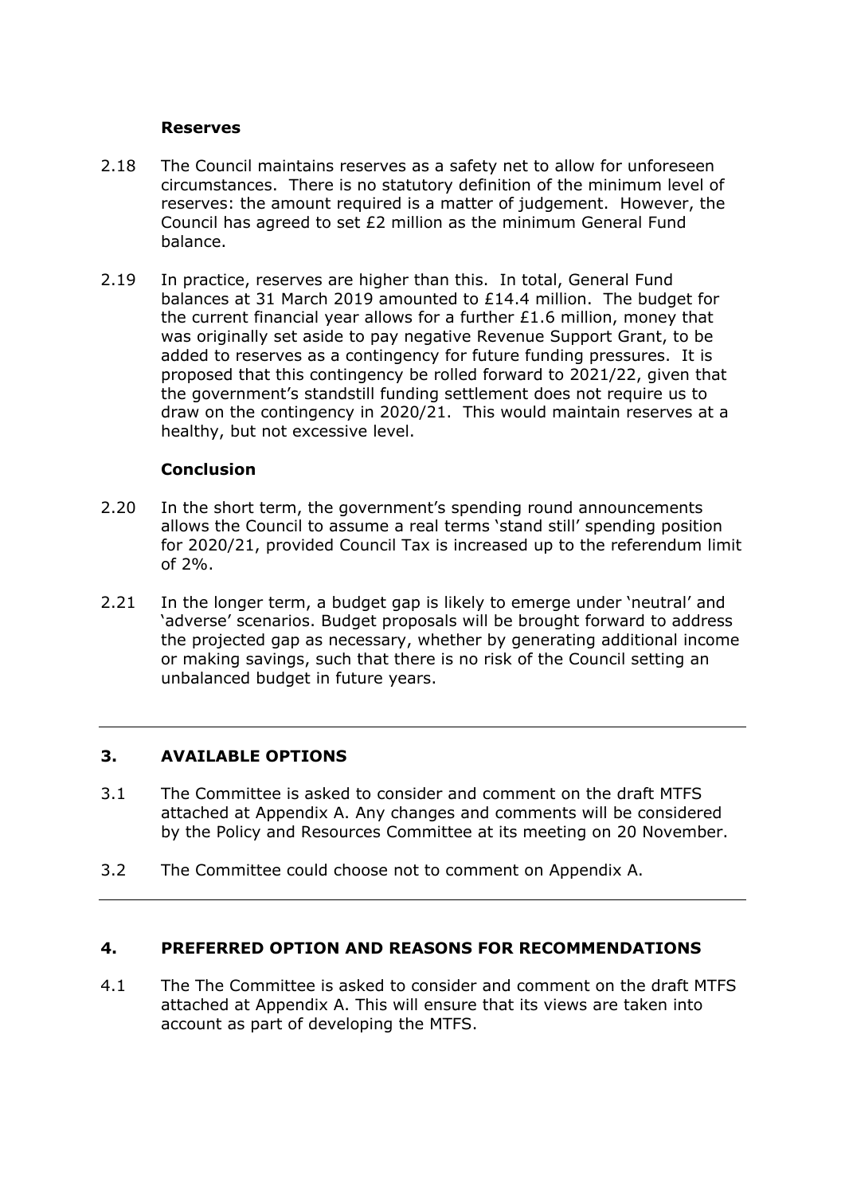**Reserves**

2.18 The Council maintains reserves as a safety net to allow for unforeseen circumstances. There is no statutory definition of the minimum level of reserves: the amount required is a matter of judgement. However, the Council has agreed to set £2 million as the minimum General Fund balance.

2.19 In practice, reserves are higher than this. In total, General Fund balances at 31 March 2019 amounted to £14.4 million. The budget for the current financial year allows for a further £1.6 million, money that was originally set aside to pay negative Revenue Support Grant, to be added to reserves as a contingency for future funding pressures. It is proposed that this contingency be rolled forward to 2021/22, given that the government's standstill funding settlement does not require us to draw on the contingency in 2020/21. This would maintain reserves at a healthy, but not excessive level.

**Conclusion**

2.20 In the short term, the government's spending round announcements allows the Council to assume a real terms 'stand still' spending position for 2020/21, provided Council Tax is increased up to the referendum limit of 2%.

2.21 In the longer term, a budget gap is likely to emerge under 'neutral' and 'adverse' scenarios. Budget proposals will be brought forward to address the projected gap as necessary, whether by generating additional income or making savings, such that there is no risk of the Council setting an unbalanced budget in future years.

---

## 3. AVAILABLE OPTIONS

3.1 The Committee is asked to consider and comment on the draft MTFS attached at Appendix A. Any changes and comments will be considered by the Policy and Resources Committee at its meeting on 20 November.

3.2 The Committee could choose not to comment on Appendix A.

---

## 4. PREFERRED OPTION AND REASONS FOR RECOMMENDATIONS

4.1 The The Committee is asked to consider and comment on the draft MTFS attached at Appendix A. This will ensure that its views are taken into account as part of developing the MTFS.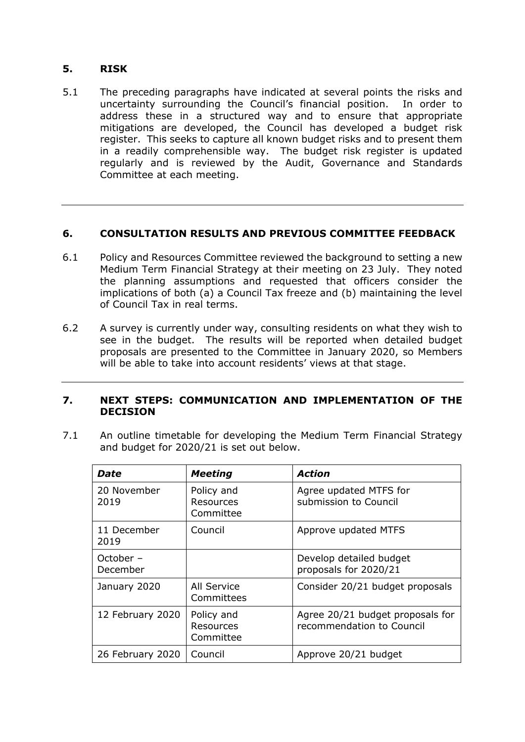## 5. RISK

5.1 The preceding paragraphs have indicated at several points the risks and uncertainty surrounding the Council's financial position. In order to address these in a structured way and to ensure that appropriate mitigations are developed, the Council has developed a budget risk register. This seeks to capture all known budget risks and to present them in a readily comprehensible way. The budget risk register is updated regularly and is reviewed by the Audit, Governance and Standards Committee at each meeting.

---

## 6. CONSULTATION RESULTS AND PREVIOUS COMMITTEE FEEDBACK

6.1 Policy and Resources Committee reviewed the background to setting a new Medium Term Financial Strategy at their meeting on 23 July. They noted the planning assumptions and requested that officers consider the implications of both (a) a Council Tax freeze and (b) maintaining the level of Council Tax in real terms.

6.2 A survey is currently under way, consulting residents on what they wish to see in the budget. The results will be reported when detailed budget proposals are presented to the Committee in January 2020, so Members will be able to take into account residents' views at that stage.

---

## 7. NEXT STEPS: COMMUNICATION AND IMPLEMENTATION OF THE DECISION

7.1 An outline timetable for developing the Medium Term Financial Strategy and budget for 2020/21 is set out below.

| *Date* | *Meeting* | *Action* |
|---|---|---|
| 20 November 2019 | Policy and Resources Committee | Agree updated MTFS for submission to Council |
| 11 December 2019 | Council | Approve updated MTFS |
| October – December | | Develop detailed budget proposals for 2020/21 |
| January 2020 | All Service Committees | Consider 20/21 budget proposals |
| 12 February 2020 | Policy and Resources Committee | Agree 20/21 budget proposals for recommendation to Council |
| 26 February 2020 | Council | Approve 20/21 budget |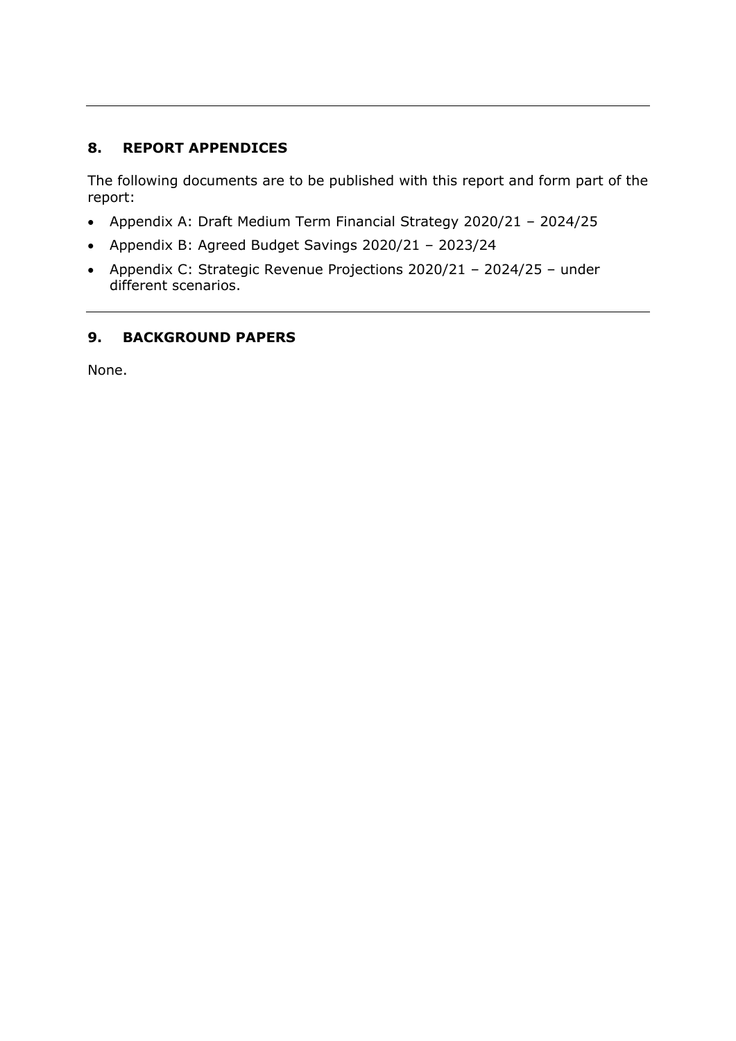## 8. REPORT APPENDICES

The following documents are to be published with this report and form part of the report:

- Appendix A: Draft Medium Term Financial Strategy 2020/21 – 2024/25
- Appendix B: Agreed Budget Savings 2020/21 – 2023/24
- Appendix C: Strategic Revenue Projections 2020/21 – 2024/25 – under different scenarios.

## 9. BACKGROUND PAPERS

None.